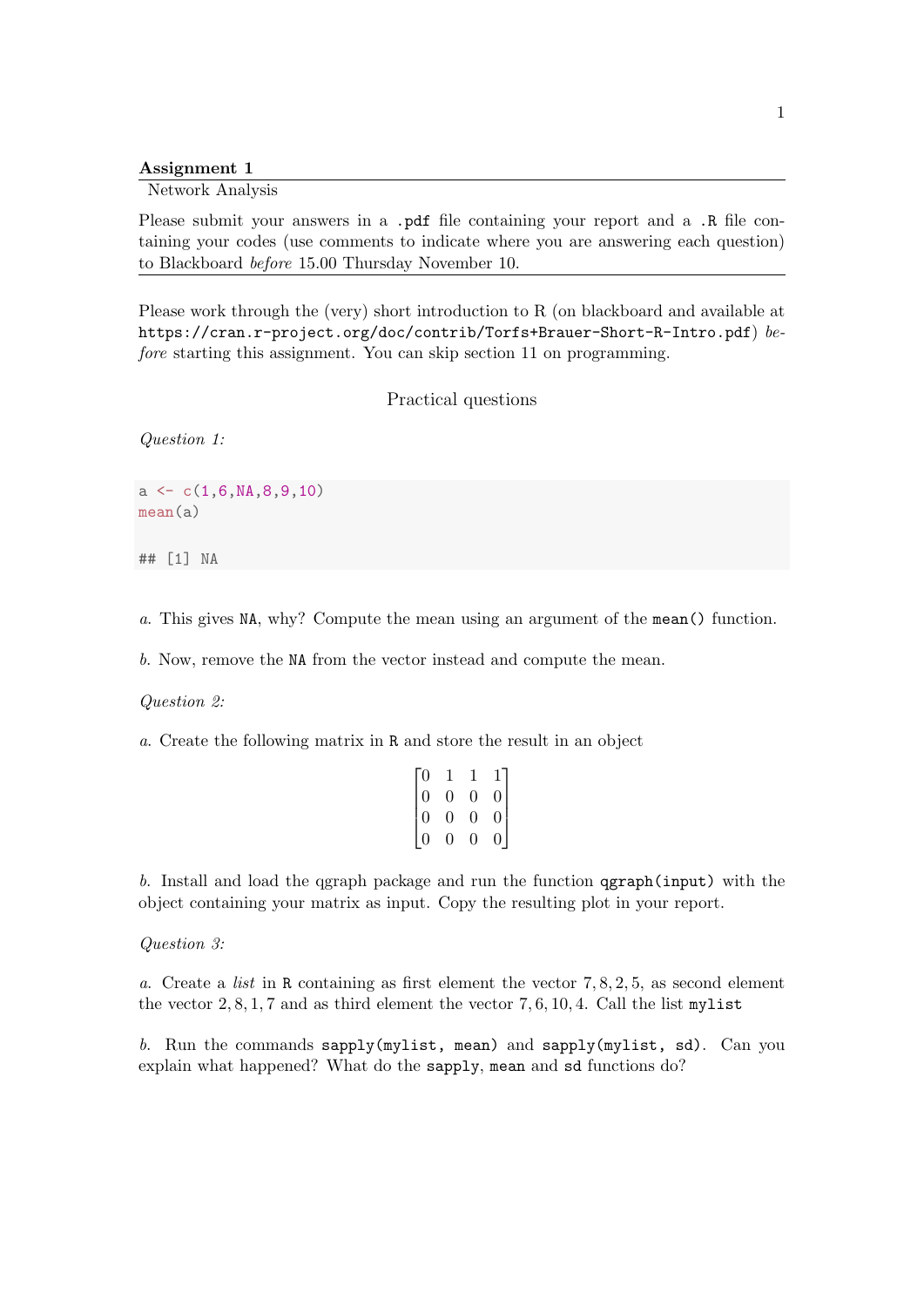**Assignment 1**

Network Analysis

Please submit your answers in a `.pdf` file containing your report and a `.R` file containing your codes (use comments to indicate where you are answering each question) to Blackboard *before* 15.00 Thursday November 10.

---

Please work through the (very) short introduction to R (on blackboard and available at `https://cran.r-project.org/doc/contrib/Torfs+Brauer-Short-R-Intro.pdf`) *before* starting this assignment. You can skip section 11 on programming.

## Practical questions

*Question 1:*

```
a <- c(1,6,NA,8,9,10)
mean(a)

## [1] NA
```

*a.* This gives `NA`, why? Compute the mean using an argument of the `mean()` function.

*b.* Now, remove the `NA` from the vector instead and compute the mean.

*Question 2:*

*a.* Create the following matrix in `R` and store the result in an object

$$\begin{bmatrix} 0 & 1 & 1 & 1 \\ 0 & 0 & 0 & 0 \\ 0 & 0 & 0 & 0 \\ 0 & 0 & 0 & 0 \end{bmatrix}$$

*b.* Install and load the qgraph package and run the function `qgraph(input)` with the object containing your matrix as input. Copy the resulting plot in your report.

*Question 3:*

*a.* Create a *list* in `R` containing as first element the vector $7, 8, 2, 5$, as second element the vector $2, 8, 1, 7$ and as third element the vector $7, 6, 10, 4$. Call the list `mylist`

*b.* Run the commands `sapply(mylist, mean)` and `sapply(mylist, sd)`. Can you explain what happened? What do the `sapply`, `mean` and `sd` functions do?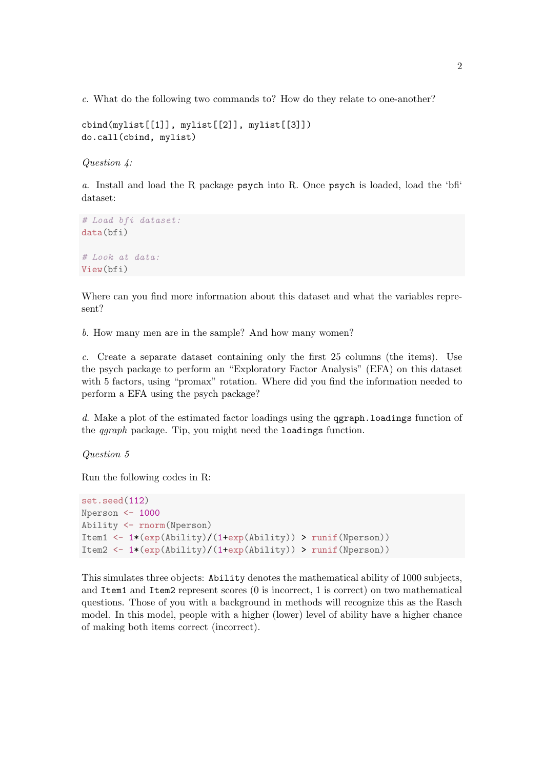*c.* What do the following two commands to? How do they relate to one-another?

```
cbind(mylist[[1]], mylist[[2]], mylist[[3]])
do.call(cbind, mylist)
```

*Question 4:*

*a.* Install and load the R package `psych` into R. Once `psych` is loaded, load the 'bfi' dataset:

```
# Load bfi dataset:
data(bfi)

# Look at data:
View(bfi)
```

Where can you find more information about this dataset and what the variables represent?

*b.* How many men are in the sample? And how many women?

*c.* Create a separate dataset containing only the first 25 columns (the items). Use the psych package to perform an "Exploratory Factor Analysis" (EFA) on this dataset with 5 factors, using "promax" rotation. Where did you find the information needed to perform a EFA using the psych package?

*d.* Make a plot of the estimated factor loadings using the `qgraph.loadings` function of the *qgraph* package. Tip, you might need the `loadings` function.

*Question 5*

Run the following codes in R:

```
set.seed(112)
Nperson <- 1000
Ability <- rnorm(Nperson)
Item1 <- 1*(exp(Ability)/(1+exp(Ability)) > runif(Nperson))
Item2 <- 1*(exp(Ability)/(1+exp(Ability)) > runif(Nperson))
```

This simulates three objects: `Ability` denotes the mathematical ability of 1000 subjects, and `Item1` and `Item2` represent scores (0 is incorrect, 1 is correct) on two mathematical questions. Those of you with a background in methods will recognize this as the Rasch model. In this model, people with a higher (lower) level of ability have a higher chance of making both items correct (incorrect).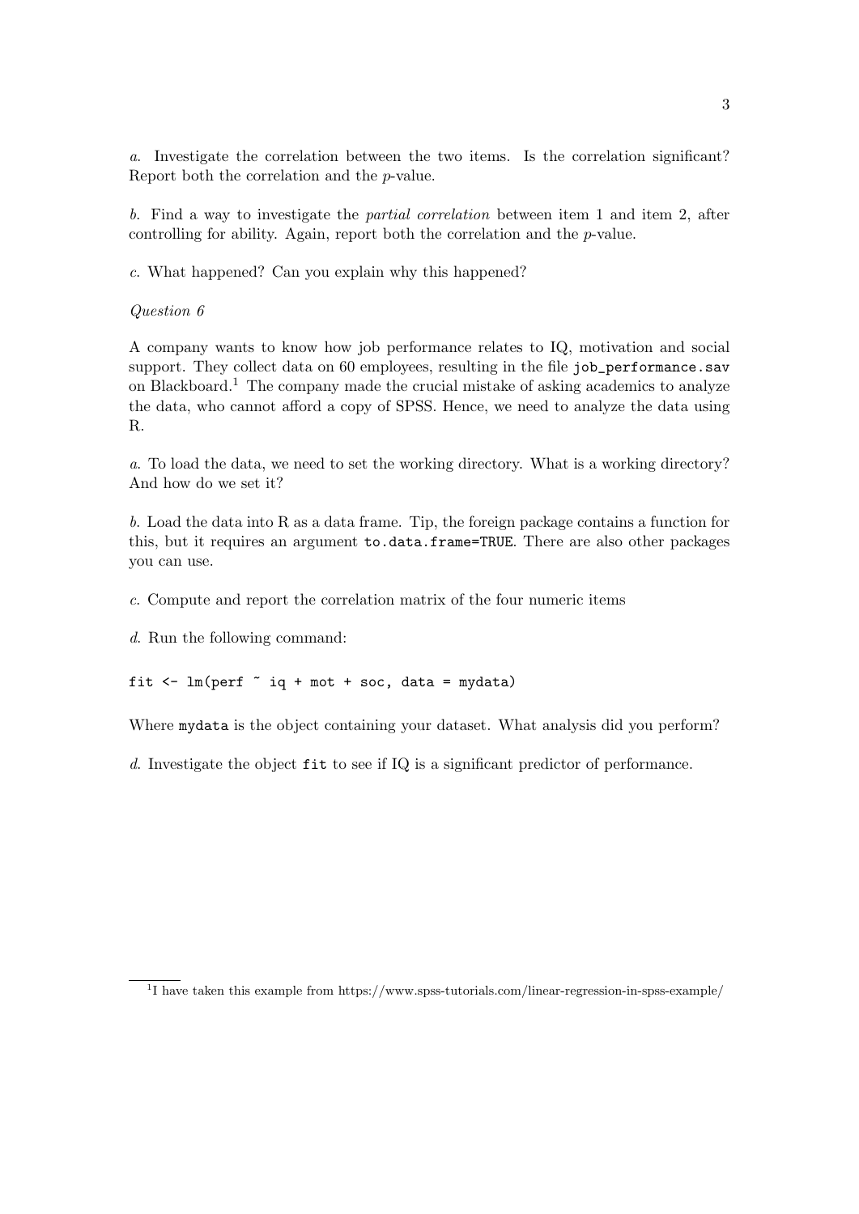*a*. Investigate the correlation between the two items. Is the correlation significant? Report both the correlation and the $p$-value.

*b*. Find a way to investigate the *partial correlation* between item 1 and item 2, after controlling for ability. Again, report both the correlation and the $p$-value.

*c*. What happened? Can you explain why this happened?

*Question 6*

A company wants to know how job performance relates to IQ, motivation and social support. They collect data on 60 employees, resulting in the file `job_performance.sav` on Blackboard.[1] The company made the crucial mistake of asking academics to analyze the data, who cannot afford a copy of SPSS. Hence, we need to analyze the data using R.

*a*. To load the data, we need to set the working directory. What is a working directory? And how do we set it?

*b*. Load the data into R as a data frame. Tip, the foreign package contains a function for this, but it requires an argument `to.data.frame=TRUE`. There are also other packages you can use.

*c*. Compute and report the correlation matrix of the four numeric items

*d*. Run the following command:

```
fit <- lm(perf ~ iq + mot + soc, data = mydata)
```

Where `mydata` is the object containing your dataset. What analysis did you perform?

*d*. Investigate the object `fit` to see if IQ is a significant predictor of performance.

[1] I have taken this example from https://www.spss-tutorials.com/linear-regression-in-spss-example/